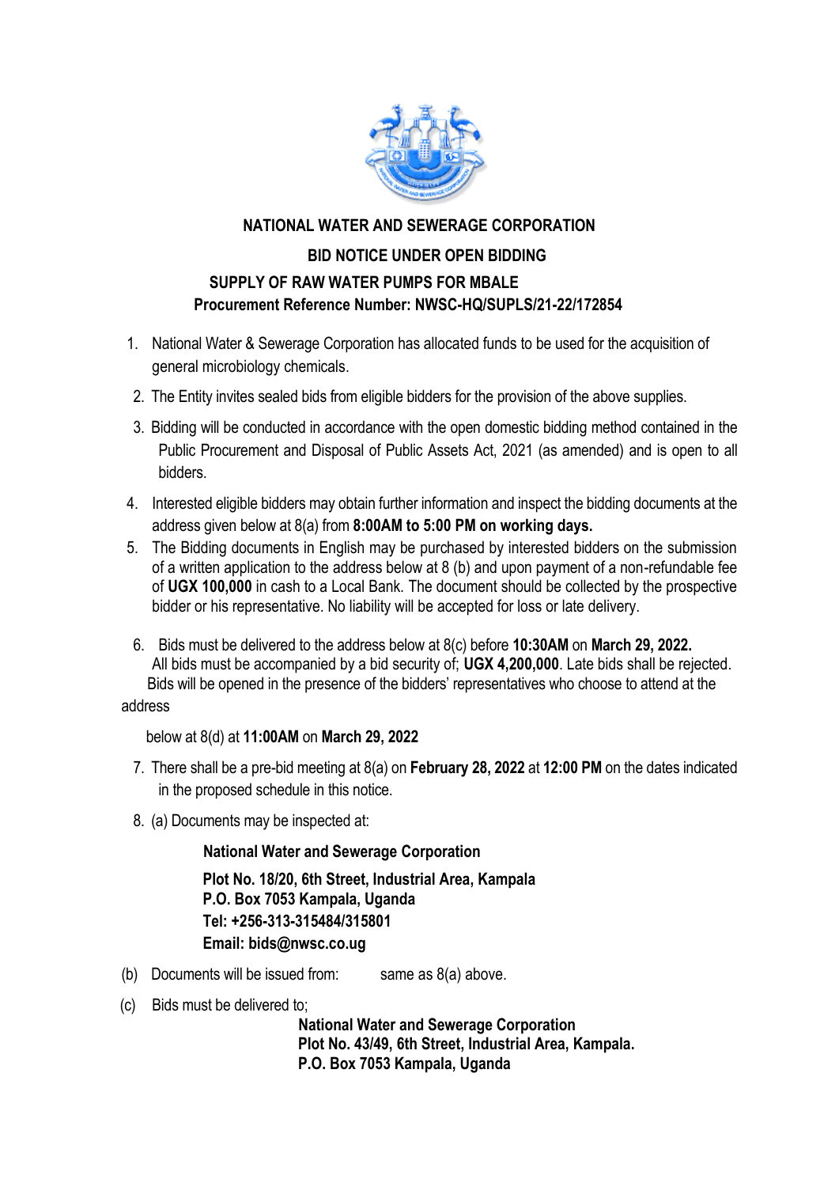# NATIONAL WATER AND SEWERAGE CORPORATION

## BID NOTICE UNDER OPEN BIDDING

### SUPPLY OF RAW WATER PUMPS FOR MBALE

**Procurement Reference Number: NWSC-HQ/SUPLS/21-22/172854**

1. National Water & Sewerage Corporation has allocated funds to be used for the acquisition of general microbiology chemicals.
2. The Entity invites sealed bids from eligible bidders for the provision of the above supplies.
3. Bidding will be conducted in accordance with the open domestic bidding method contained in the Public Procurement and Disposal of Public Assets Act, 2021 (as amended) and is open to all bidders.
4. Interested eligible bidders may obtain further information and inspect the bidding documents at the address given below at 8(a) from **8:00AM to 5:00 PM on working days.**
5. The Bidding documents in English may be purchased by interested bidders on the submission of a written application to the address below at 8 (b) and upon payment of a non-refundable fee of **UGX 100,000** in cash to a Local Bank. The document should be collected by the prospective bidder or his representative. No liability will be accepted for loss or late delivery.
6. Bids must be delivered to the address below at 8(c) before **10:30AM** on **March 29, 2022.** All bids must be accompanied by a bid security of; **UGX 4,200,000**. Late bids shall be rejected. Bids will be opened in the presence of the bidders' representatives who choose to attend at the address below at 8(d) at **11:00AM** on **March 29, 2022**
7. There shall be a pre-bid meeting at 8(a) on **February 28, 2022** at **12:00 PM** on the dates indicated in the proposed schedule in this notice.
8. (a) Documents may be inspected at:

   **National Water and Sewerage Corporation**
   **Plot No. 18/20, 6th Street, Industrial Area, Kampala**
   **P.O. Box 7053 Kampala, Uganda**
   **Tel: +256-313-315484/315801**
   **Email: bids@nwsc.co.ug**

(b) Documents will be issued from: same as 8(a) above.

(c) Bids must be delivered to;

**National Water and Sewerage Corporation**
**Plot No. 43/49, 6th Street, Industrial Area, Kampala.**
**P.O. Box 7053 Kampala, Uganda**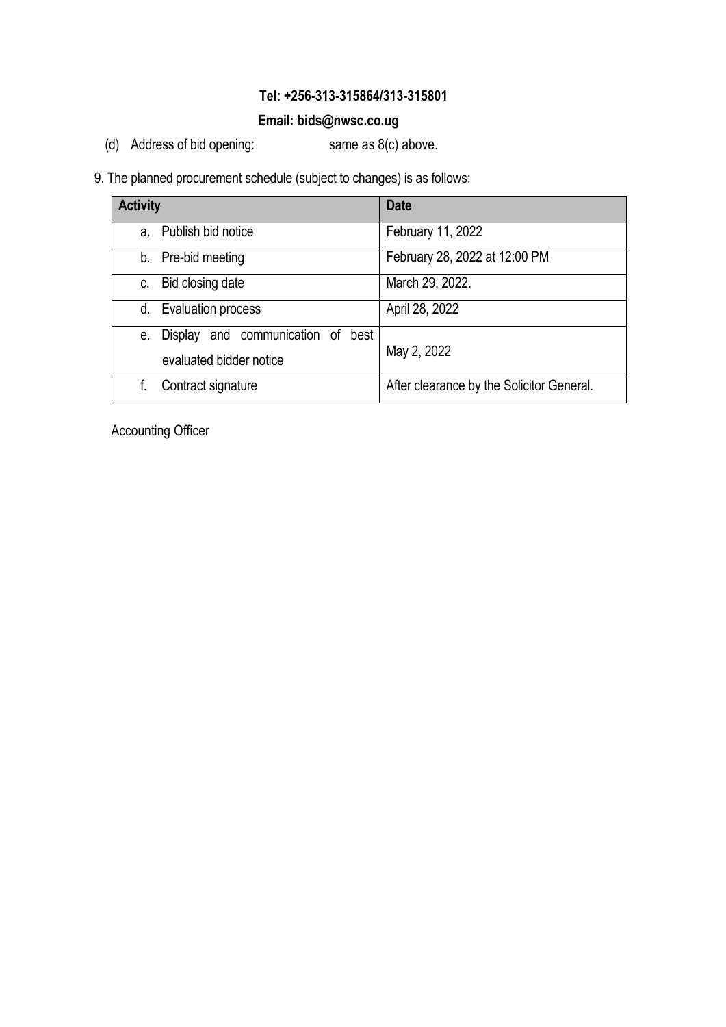**Tel: +256-313-315864/313-315801**

**Email: bids@nwsc.co.ug**

(d) Address of bid opening: same as 8(c) above.

9. The planned procurement schedule (subject to changes) is as follows:

| Activity | Date |
|---|---|
| a. Publish bid notice | February 11, 2022 |
| b. Pre-bid meeting | February 28, 2022 at 12:00 PM |
| c. Bid closing date | March 29, 2022. |
| d. Evaluation process | April 28, 2022 |
| e. Display and communication of best evaluated bidder notice | May 2, 2022 |
| f. Contract signature | After clearance by the Solicitor General. |

Accounting Officer